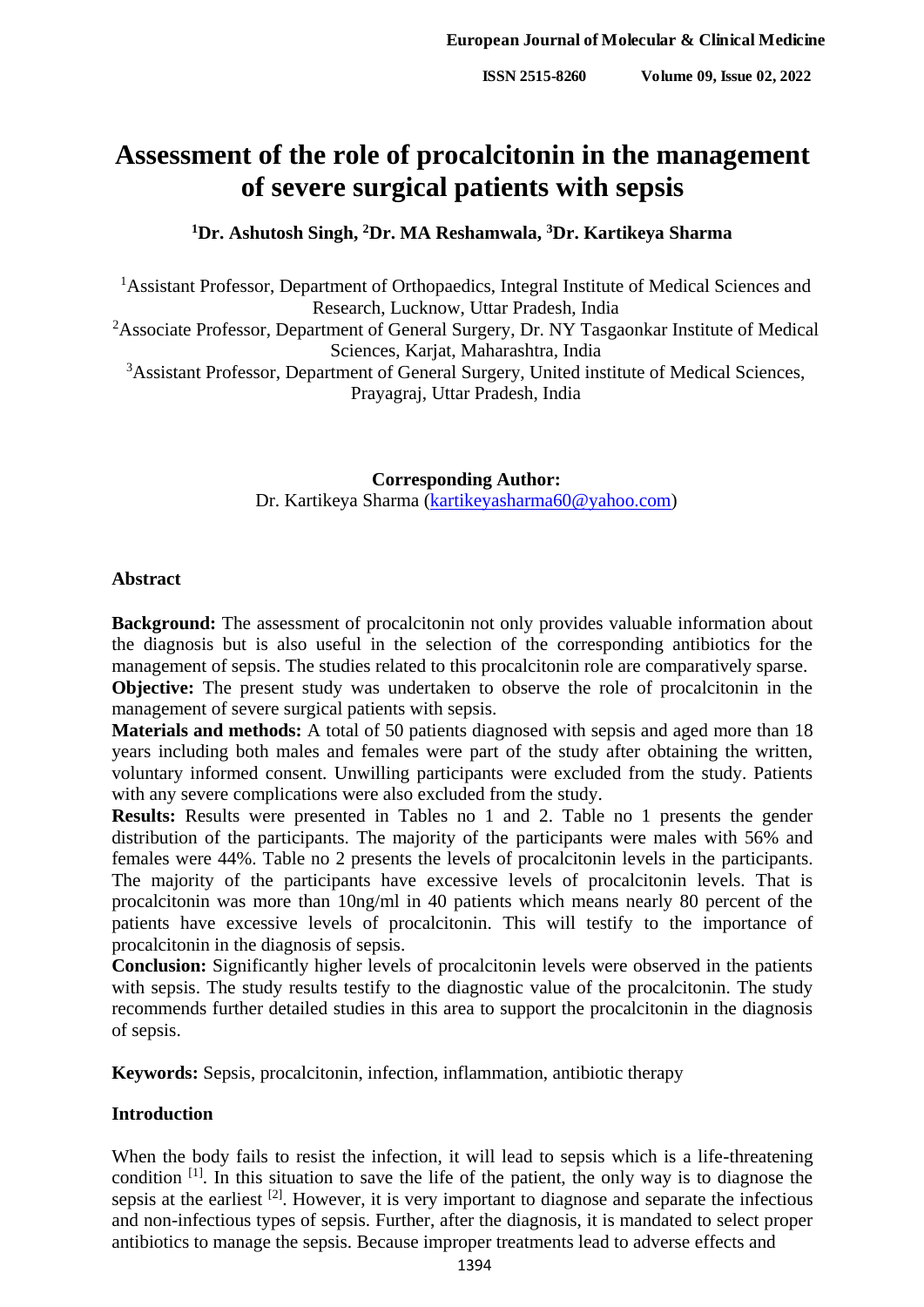# Assessment of the role of procalcitonin in the management of severe surgical patients with sepsis

**[1]Dr. Ashutosh Singh, [2]Dr. MA Reshamwala, [3]Dr. Kartikeya Sharma**

[1]Assistant Professor, Department of Orthopaedics, Integral Institute of Medical Sciences and Research, Lucknow, Uttar Pradesh, India

[2]Associate Professor, Department of General Surgery, Dr. NY Tasgaonkar Institute of Medical Sciences, Karjat, Maharashtra, India

[3]Assistant Professor, Department of General Surgery, United institute of Medical Sciences, Prayagraj, Uttar Pradesh, India

**Corresponding Author:**
Dr. Kartikeya Sharma (kartikeyasharma60@yahoo.com)

## Abstract

**Background:** The assessment of procalcitonin not only provides valuable information about the diagnosis but is also useful in the selection of the corresponding antibiotics for the management of sepsis. The studies related to this procalcitonin role are comparatively sparse.

**Objective:** The present study was undertaken to observe the role of procalcitonin in the management of severe surgical patients with sepsis.

**Materials and methods:** A total of 50 patients diagnosed with sepsis and aged more than 18 years including both males and females were part of the study after obtaining the written, voluntary informed consent. Unwilling participants were excluded from the study. Patients with any severe complications were also excluded from the study.

**Results:** Results were presented in Tables no 1 and 2. Table no 1 presents the gender distribution of the participants. The majority of the participants were males with 56% and females were 44%. Table no 2 presents the levels of procalcitonin levels in the participants. The majority of the participants have excessive levels of procalcitonin levels. That is procalcitonin was more than 10ng/ml in 40 patients which means nearly 80 percent of the patients have excessive levels of procalcitonin. This will testify to the importance of procalcitonin in the diagnosis of sepsis.

**Conclusion:** Significantly higher levels of procalcitonin levels were observed in the patients with sepsis. The study results testify to the diagnostic value of the procalcitonin. The study recommends further detailed studies in this area to support the procalcitonin in the diagnosis of sepsis.

**Keywords:** Sepsis, procalcitonin, infection, inflammation, antibiotic therapy

## Introduction

When the body fails to resist the infection, it will lead to sepsis which is a life-threatening condition [1]. In this situation to save the life of the patient, the only way is to diagnose the sepsis at the earliest [2]. However, it is very important to diagnose and separate the infectious and non-infectious types of sepsis. Further, after the diagnosis, it is mandated to select proper antibiotics to manage the sepsis. Because improper treatments lead to adverse effects and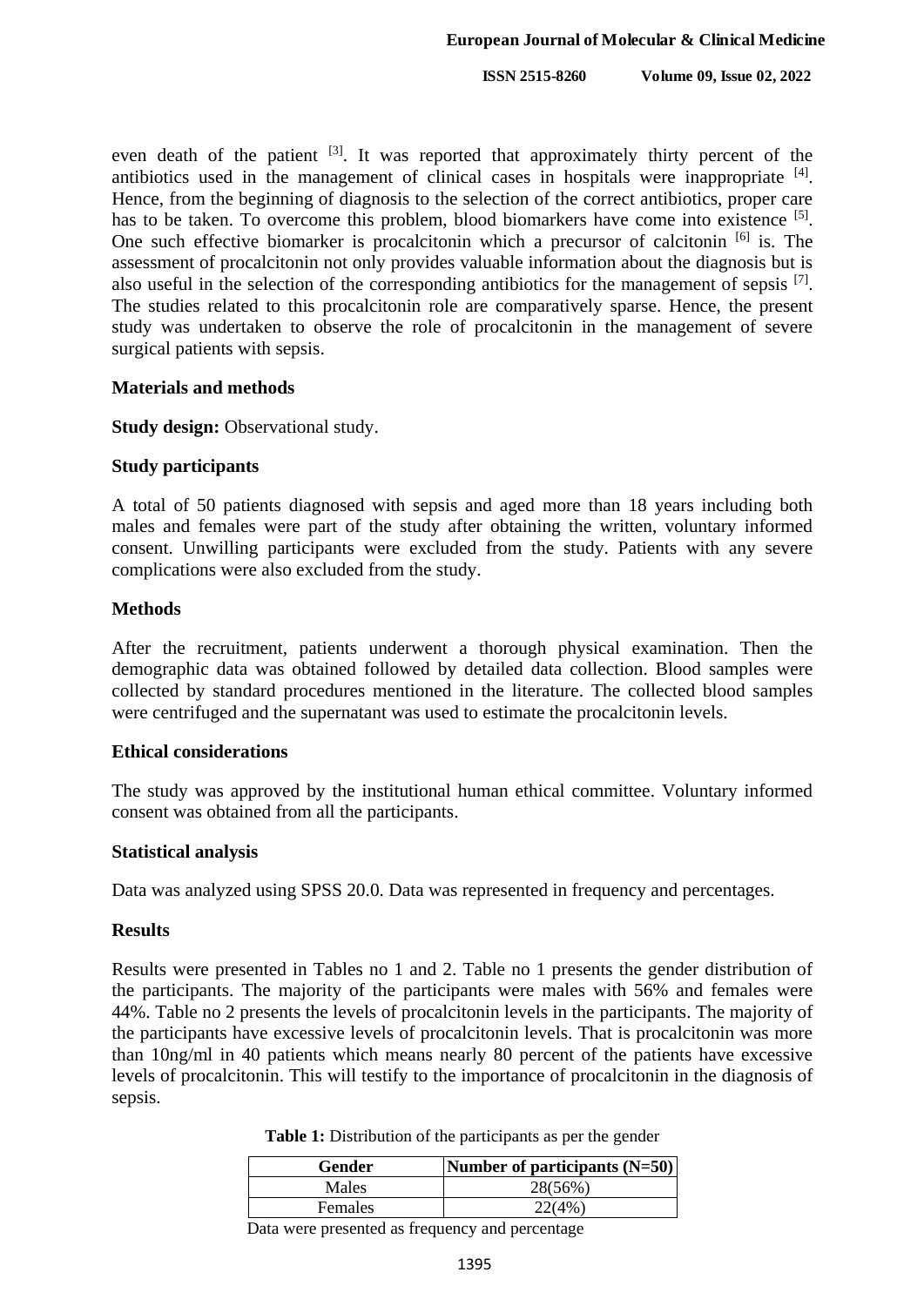even death of the patient [3]. It was reported that approximately thirty percent of the antibiotics used in the management of clinical cases in hospitals were inappropriate [4]. Hence, from the beginning of diagnosis to the selection of the correct antibiotics, proper care has to be taken. To overcome this problem, blood biomarkers have come into existence [5]. One such effective biomarker is procalcitonin which a precursor of calcitonin [6] is. The assessment of procalcitonin not only provides valuable information about the diagnosis but is also useful in the selection of the corresponding antibiotics for the management of sepsis [7]. The studies related to this procalcitonin role are comparatively sparse. Hence, the present study was undertaken to observe the role of procalcitonin in the management of severe surgical patients with sepsis.

## Materials and methods

**Study design:** Observational study.

### Study participants

A total of 50 patients diagnosed with sepsis and aged more than 18 years including both males and females were part of the study after obtaining the written, voluntary informed consent. Unwilling participants were excluded from the study. Patients with any severe complications were also excluded from the study.

### Methods

After the recruitment, patients underwent a thorough physical examination. Then the demographic data was obtained followed by detailed data collection. Blood samples were collected by standard procedures mentioned in the literature. The collected blood samples were centrifuged and the supernatant was used to estimate the procalcitonin levels.

### Ethical considerations

The study was approved by the institutional human ethical committee. Voluntary informed consent was obtained from all the participants.

### Statistical analysis

Data was analyzed using SPSS 20.0. Data was represented in frequency and percentages.

## Results

Results were presented in Tables no 1 and 2. Table no 1 presents the gender distribution of the participants. The majority of the participants were males with 56% and females were 44%. Table no 2 presents the levels of procalcitonin levels in the participants. The majority of the participants have excessive levels of procalcitonin levels. That is procalcitonin was more than 10ng/ml in 40 patients which means nearly 80 percent of the patients have excessive levels of procalcitonin. This will testify to the importance of procalcitonin in the diagnosis of sepsis.

**Table 1:** Distribution of the participants as per the gender

| Gender | Number of participants (N=50) |
|---|---|
| Males | 28(56%) |
| Females | 22(4%) |

Data were presented as frequency and percentage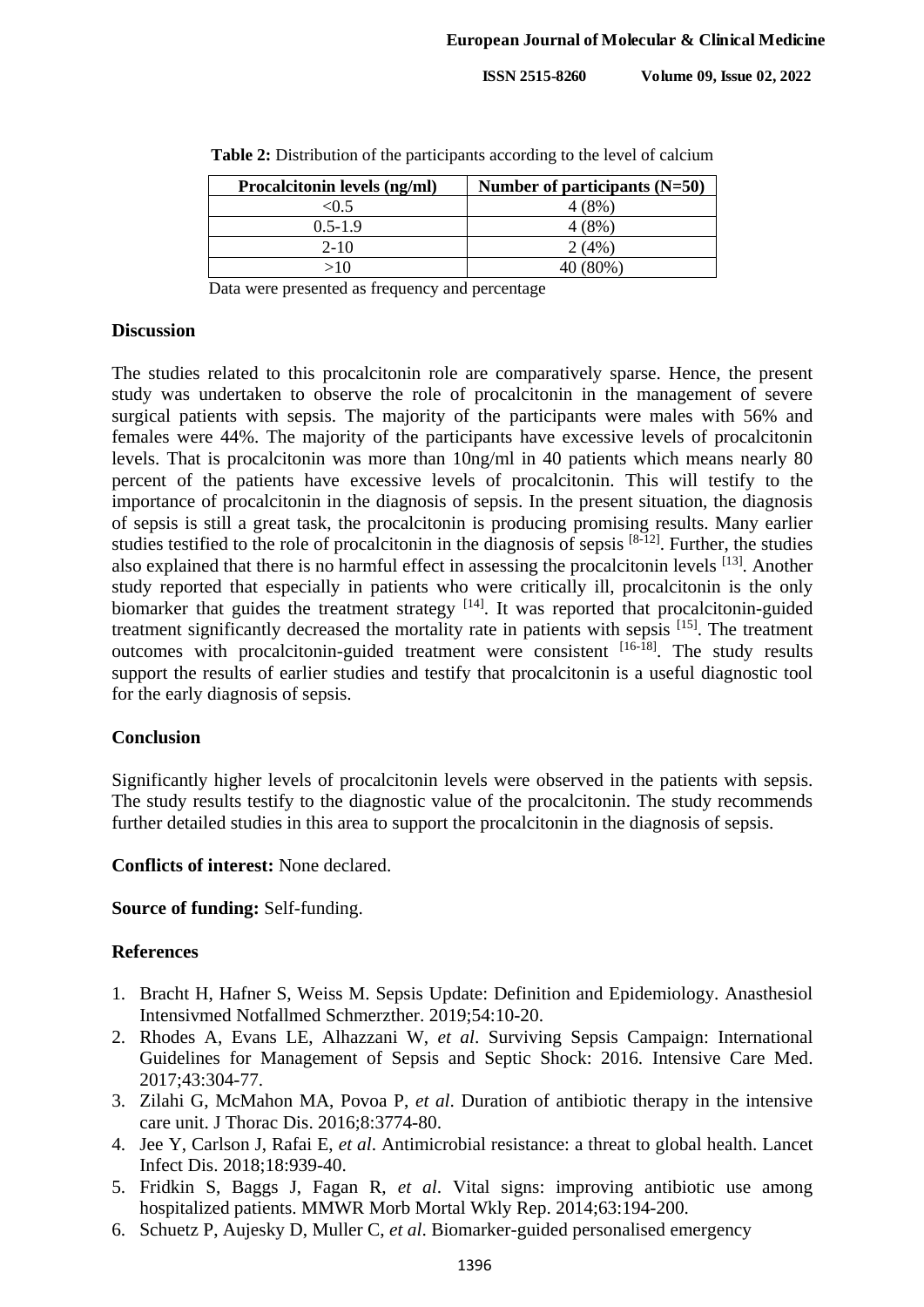**Table 2:** Distribution of the participants according to the level of calcium

| Procalcitonin levels (ng/ml) | Number of participants (N=50) |
|---|---|
| <0.5 | 4 (8%) |
| 0.5-1.9 | 4 (8%) |
| 2-10 | 2 (4%) |
| >10 | 40 (80%) |

Data were presented as frequency and percentage

## Discussion

The studies related to this procalcitonin role are comparatively sparse. Hence, the present study was undertaken to observe the role of procalcitonin in the management of severe surgical patients with sepsis. The majority of the participants were males with 56% and females were 44%. The majority of the participants have excessive levels of procalcitonin levels. That is procalcitonin was more than 10ng/ml in 40 patients which means nearly 80 percent of the patients have excessive levels of procalcitonin. This will testify to the importance of procalcitonin in the diagnosis of sepsis. In the present situation, the diagnosis of sepsis is still a great task, the procalcitonin is producing promising results. Many earlier studies testified to the role of procalcitonin in the diagnosis of sepsis [8-12]. Further, the studies also explained that there is no harmful effect in assessing the procalcitonin levels [13]. Another study reported that especially in patients who were critically ill, procalcitonin is the only biomarker that guides the treatment strategy [14]. It was reported that procalcitonin-guided treatment significantly decreased the mortality rate in patients with sepsis [15]. The treatment outcomes with procalcitonin-guided treatment were consistent [16-18]. The study results support the results of earlier studies and testify that procalcitonin is a useful diagnostic tool for the early diagnosis of sepsis.

## Conclusion

Significantly higher levels of procalcitonin levels were observed in the patients with sepsis. The study results testify to the diagnostic value of the procalcitonin. The study recommends further detailed studies in this area to support the procalcitonin in the diagnosis of sepsis.

**Conflicts of interest:** None declared.

**Source of funding:** Self-funding.

## References

1. Bracht H, Hafner S, Weiss M. Sepsis Update: Definition and Epidemiology. Anasthesiol Intensivmed Notfallmed Schmerzther. 2019;54:10-20.
2. Rhodes A, Evans LE, Alhazzani W, *et al*. Surviving Sepsis Campaign: International Guidelines for Management of Sepsis and Septic Shock: 2016. Intensive Care Med. 2017;43:304-77.
3. Zilahi G, McMahon MA, Povoa P, *et al*. Duration of antibiotic therapy in the intensive care unit. J Thorac Dis. 2016;8:3774-80.
4. Jee Y, Carlson J, Rafai E, *et al*. Antimicrobial resistance: a threat to global health. Lancet Infect Dis. 2018;18:939-40.
5. Fridkin S, Baggs J, Fagan R, *et al*. Vital signs: improving antibiotic use among hospitalized patients. MMWR Morb Mortal Wkly Rep. 2014;63:194-200.
6. Schuetz P, Aujesky D, Muller C, *et al*. Biomarker-guided personalised emergency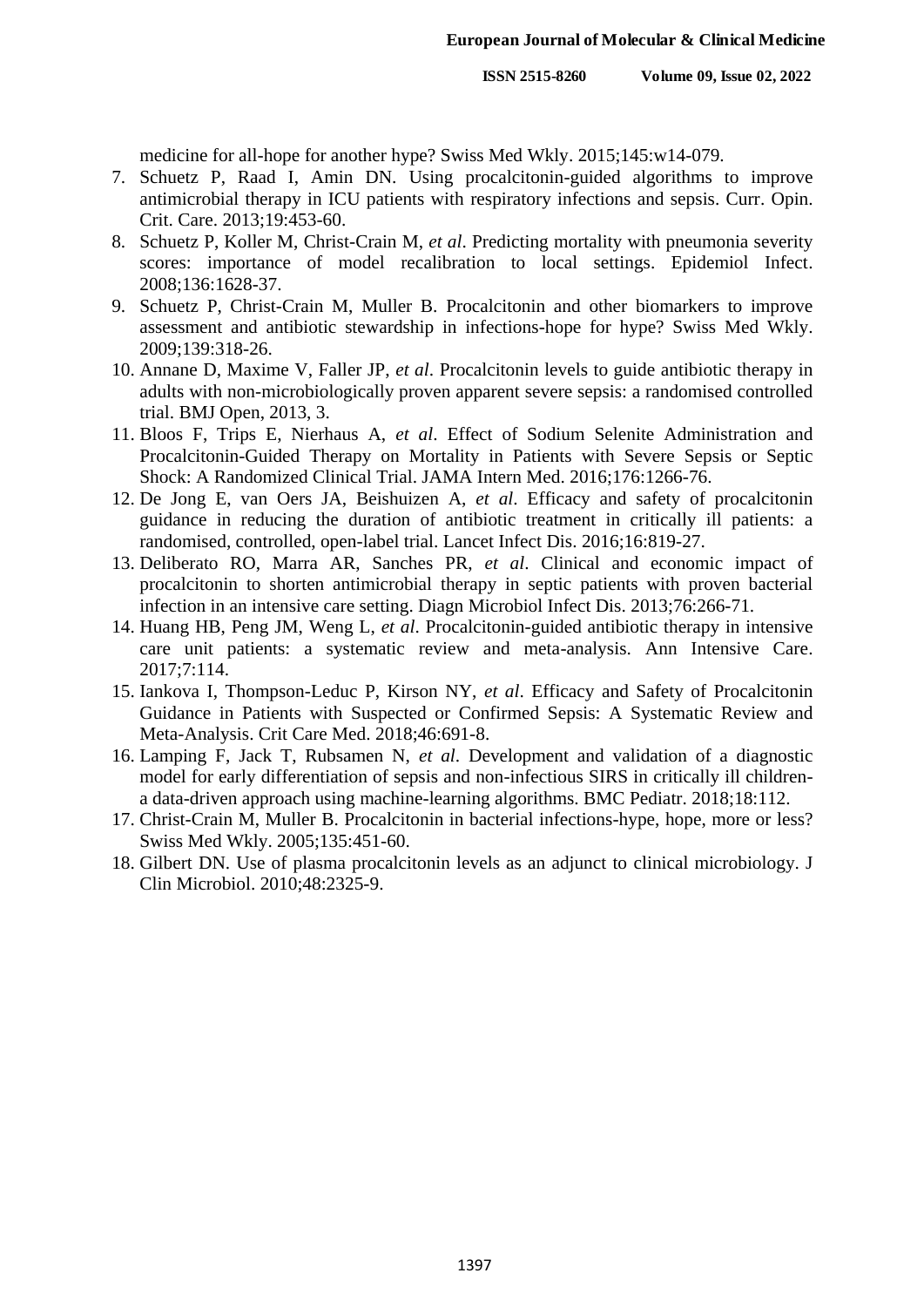medicine for all-hope for another hype? Swiss Med Wkly. 2015;145:w14-079.

7. Schuetz P, Raad I, Amin DN. Using procalcitonin-guided algorithms to improve antimicrobial therapy in ICU patients with respiratory infections and sepsis. Curr. Opin. Crit. Care. 2013;19:453-60.
8. Schuetz P, Koller M, Christ-Crain M, *et al*. Predicting mortality with pneumonia severity scores: importance of model recalibration to local settings. Epidemiol Infect. 2008;136:1628-37.
9. Schuetz P, Christ-Crain M, Muller B. Procalcitonin and other biomarkers to improve assessment and antibiotic stewardship in infections-hope for hype? Swiss Med Wkly. 2009;139:318-26.
10. Annane D, Maxime V, Faller JP, *et al*. Procalcitonin levels to guide antibiotic therapy in adults with non-microbiologically proven apparent severe sepsis: a randomised controlled trial. BMJ Open, 2013, 3.
11. Bloos F, Trips E, Nierhaus A, *et al*. Effect of Sodium Selenite Administration and Procalcitonin-Guided Therapy on Mortality in Patients with Severe Sepsis or Septic Shock: A Randomized Clinical Trial. JAMA Intern Med. 2016;176:1266-76.
12. De Jong E, van Oers JA, Beishuizen A, *et al*. Efficacy and safety of procalcitonin guidance in reducing the duration of antibiotic treatment in critically ill patients: a randomised, controlled, open-label trial. Lancet Infect Dis. 2016;16:819-27.
13. Deliberato RO, Marra AR, Sanches PR, *et al*. Clinical and economic impact of procalcitonin to shorten antimicrobial therapy in septic patients with proven bacterial infection in an intensive care setting. Diagn Microbiol Infect Dis. 2013;76:266-71.
14. Huang HB, Peng JM, Weng L, *et al*. Procalcitonin-guided antibiotic therapy in intensive care unit patients: a systematic review and meta-analysis. Ann Intensive Care. 2017;7:114.
15. Iankova I, Thompson-Leduc P, Kirson NY, *et al*. Efficacy and Safety of Procalcitonin Guidance in Patients with Suspected or Confirmed Sepsis: A Systematic Review and Meta-Analysis. Crit Care Med. 2018;46:691-8.
16. Lamping F, Jack T, Rubsamen N, *et al*. Development and validation of a diagnostic model for early differentiation of sepsis and non-infectious SIRS in critically ill children-a data-driven approach using machine-learning algorithms. BMC Pediatr. 2018;18:112.
17. Christ-Crain M, Muller B. Procalcitonin in bacterial infections-hype, hope, more or less? Swiss Med Wkly. 2005;135:451-60.
18. Gilbert DN. Use of plasma procalcitonin levels as an adjunct to clinical microbiology. J Clin Microbiol. 2010;48:2325-9.